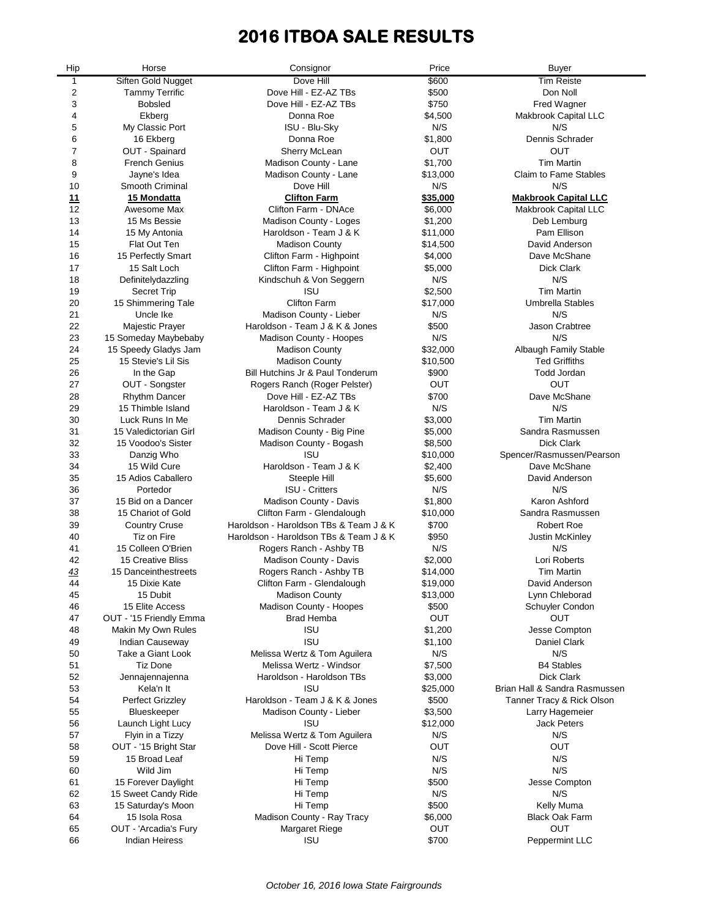# 2016 ITBOA SALE RESULTS

| Hip | Horse | Consignor | Price | Buyer |
|---|---|---|---|---|
| 1 | Siften Gold Nugget | Dove Hill | $600 | Tim Reiste |
| 2 | Tammy Terrific | Dove Hill - EZ-AZ TBs | $500 | Don Noll |
| 3 | Bobsled | Dove Hill - EZ-AZ TBs | $750 | Fred Wagner |
| 4 | Ekberg | Donna Roe | $4,500 | Makbrook Capital LLC |
| 5 | My Classic Port | ISU - Blu-Sky | N/S | N/S |
| 6 | 16 Ekberg | Donna Roe | $1,800 | Dennis Schrader |
| 7 | OUT - Spainard | Sherry McLean | OUT | OUT |
| 8 | French Genius | Madison County - Lane | $1,700 | Tim Martin |
| 9 | Jayne's Idea | Madison County - Lane | $13,000 | Claim to Fame Stables |
| 10 | Smooth Criminal | Dove Hill | N/S | N/S |
| **11** | **15 Mondatta** | **Clifton Farm** | **$35,000** | **Makbrook Capital LLC** |
| 12 | Awesome Max | Clifton Farm - DNAce | $6,000 | Makbrook Capital LLC |
| 13 | 15 Ms Bessie | Madison County - Loges | $1,200 | Deb Lemburg |
| 14 | 15 My Antonia | Haroldson - Team J & K | $11,000 | Pam Ellison |
| 15 | Flat Out Ten | Madison County | $14,500 | David Anderson |
| 16 | 15 Perfectly Smart | Clifton Farm - Highpoint | $4,000 | Dave McShane |
| 17 | 15 Salt Loch | Clifton Farm - Highpoint | $5,000 | Dick Clark |
| 18 | Definitelydazzling | Kindschuh & Von Seggern | N/S | N/S |
| 19 | Secret Trip | ISU | $2,500 | Tim Martin |
| 20 | 15 Shimmering Tale | Clifton Farm | $17,000 | Umbrella Stables |
| 21 | Uncle Ike | Madison County - Lieber | N/S | N/S |
| 22 | Majestic Prayer | Haroldson - Team J & K & Jones | $500 | Jason Crabtree |
| 23 | 15 Someday Maybebaby | Madison County - Hoopes | N/S | N/S |
| 24 | 15 Speedy Gladys Jam | Madison County | $32,000 | Albaugh Family Stable |
| 25 | 15 Stevie's Lil Sis | Madison County | $10,500 | Ted Griffiths |
| 26 | In the Gap | Bill Hutchins Jr & Paul Tonderum | $900 | Todd Jordan |
| 27 | OUT - Songster | Rogers Ranch (Roger Pelster) | OUT | OUT |
| 28 | Rhythm Dancer | Dove Hill - EZ-AZ TBs | $700 | Dave McShane |
| 29 | 15 Thimble Island | Haroldson - Team J & K | N/S | N/S |
| 30 | Luck Runs In Me | Dennis Schrader | $3,000 | Tim Martin |
| 31 | 15 Valedictorian Girl | Madison County - Big Pine | $5,000 | Sandra Rasmussen |
| 32 | 15 Voodoo's Sister | Madison County - Bogash | $8,500 | Dick Clark |
| 33 | Danzig Who | ISU | $10,000 | Spencer/Rasmussen/Pearson |
| 34 | 15 Wild Cure | Haroldson - Team J & K | $2,400 | Dave McShane |
| 35 | 15 Adios Caballero | Steeple Hill | $5,600 | David Anderson |
| 36 | Portedor | ISU - Critters | N/S | N/S |
| 37 | 15 Bid on a Dancer | Madison County - Davis | $1,800 | Karon Ashford |
| 38 | 15 Chariot of Gold | Clifton Farm - Glendalough | $10,000 | Sandra Rasmussen |
| 39 | Country Cruse | Haroldson - Haroldson TBs & Team J & K | $700 | Robert Roe |
| 40 | Tiz on Fire | Haroldson - Haroldson TBs & Team J & K | $950 | Justin McKinley |
| 41 | 15 Colleen O'Brien | Rogers Ranch - Ashby TB | N/S | N/S |
| 42 | 15 Creative Bliss | Madison County - Davis | $2,000 | Lori Roberts |
| *43* | 15 Danceinthestreets | Rogers Ranch - Ashby TB | $14,000 | Tim Martin |
| 44 | 15 Dixie Kate | Clifton Farm - Glendalough | $19,000 | David Anderson |
| 45 | 15 Dubit | Madison County | $13,000 | Lynn Chleborad |
| 46 | 15 Elite Access | Madison County - Hoopes | $500 | Schuyler Condon |
| 47 | OUT - '15 Friendly Emma | Brad Hemba | OUT | OUT |
| 48 | Makin My Own Rules | ISU | $1,200 | Jesse Compton |
| 49 | Indian Causeway | ISU | $1,100 | Daniel Clark |
| 50 | Take a Giant Look | Melissa Wertz & Tom Aguilera | N/S | N/S |
| 51 | Tiz Done | Melissa Wertz - Windsor | $7,500 | B4 Stables |
| 52 | Jennajennajenna | Haroldson - Haroldson TBs | $3,000 | Dick Clark |
| 53 | Kela'n It | ISU | $25,000 | Brian Hall & Sandra Rasmussen |
| 54 | Perfect Grizzley | Haroldson - Team J & K & Jones | $500 | Tanner Tracy & Rick Olson |
| 55 | Blueskeeper | Madison County - Lieber | $3,500 | Larry Hagemeier |
| 56 | Launch Light Lucy | ISU | $12,000 | Jack Peters |
| 57 | Flyin in a Tizzy | Melissa Wertz & Tom Aguilera | N/S | N/S |
| 58 | OUT - '15 Bright Star | Dove Hill - Scott Pierce | OUT | OUT |
| 59 | 15 Broad Leaf | Hi Temp | N/S | N/S |
| 60 | Wild Jim | Hi Temp | N/S | N/S |
| 61 | 15 Forever Daylight | Hi Temp | $500 | Jesse Compton |
| 62 | 15 Sweet Candy Ride | Hi Temp | N/S | N/S |
| 63 | 15 Saturday's Moon | Hi Temp | $500 | Kelly Muma |
| 64 | 15 Isola Rosa | Madison County - Ray Tracy | $6,000 | Black Oak Farm |
| 65 | OUT - 'Arcadia's Fury | Margaret Riege | OUT | OUT |
| 66 | Indian Heiress | ISU | $700 | Peppermint LLC |

*October 16, 2016 Iowa State Fairgrounds*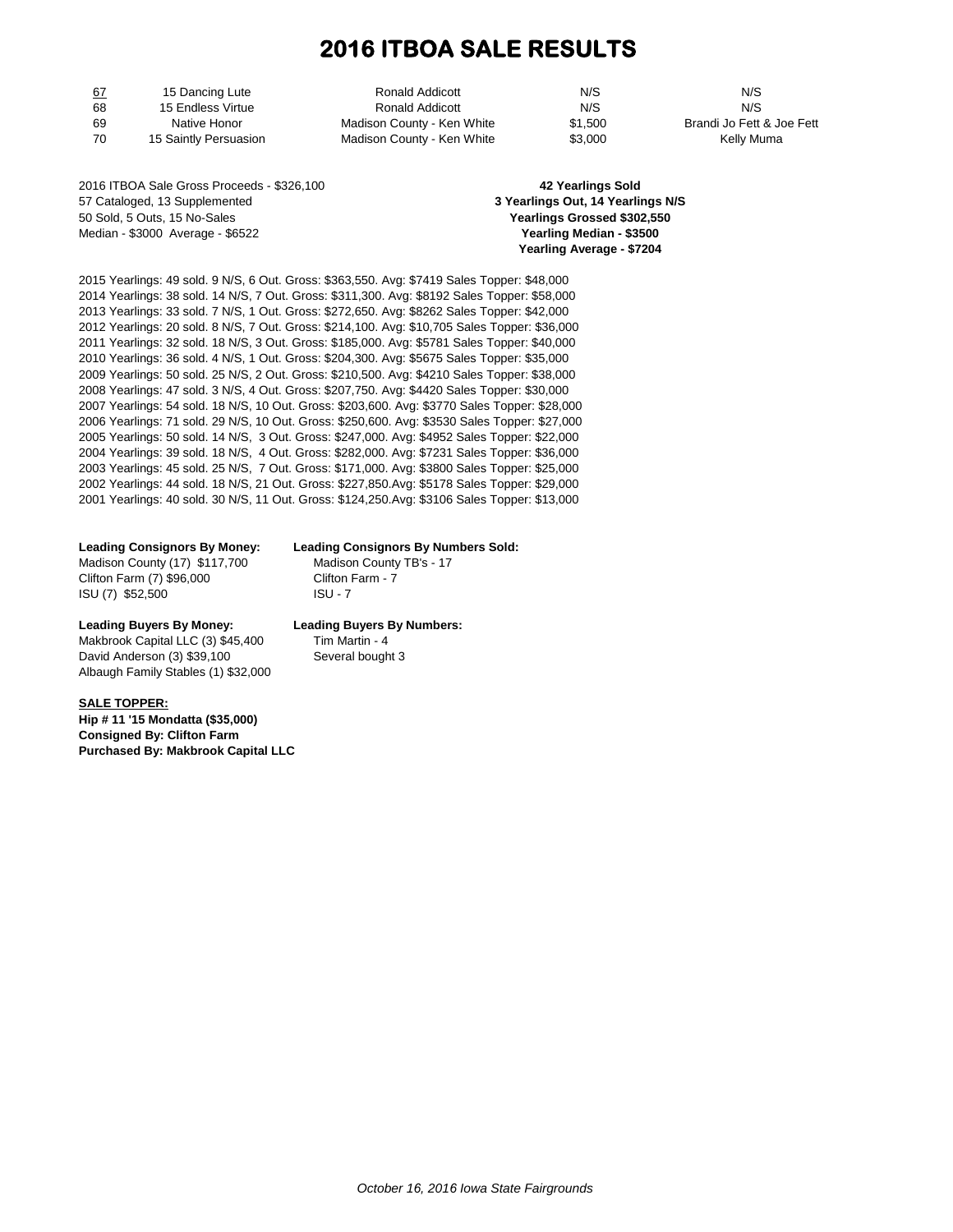# 2016 ITBOA SALE RESULTS

| | | | | |
|---|---|---|---|---|
| 67 | 15 Dancing Lute | Ronald Addicott | N/S | N/S |
| 68 | 15 Endless Virtue | Ronald Addicott | N/S | N/S |
| 69 | Native Honor | Madison County - Ken White | $1,500 | Brandi Jo Fett & Joe Fett |
| 70 | 15 Saintly Persuasion | Madison County - Ken White | $3,000 | Kelly Muma |

2016 ITBOA Sale Gross Proceeds - $326,100
57 Cataloged, 13 Supplemented
50 Sold, 5 Outs, 15 No-Sales
Median - $3000 Average - $6522

**42 Yearlings Sold**
**3 Yearlings Out, 14 Yearlings N/S**
**Yearlings Grossed $302,550**
**Yearling Median - $3500**
**Yearling Average - $7204**

2015 Yearlings: 49 sold. 9 N/S, 6 Out. Gross: $363,550. Avg: $7419 Sales Topper: $48,000
2014 Yearlings: 38 sold. 14 N/S, 7 Out. Gross: $311,300. Avg: $8192 Sales Topper: $58,000
2013 Yearlings: 33 sold. 7 N/S, 1 Out. Gross: $272,650. Avg: $8262 Sales Topper: $42,000
2012 Yearlings: 20 sold. 8 N/S, 7 Out. Gross: $214,100. Avg: $10,705 Sales Topper: $36,000
2011 Yearlings: 32 sold. 18 N/S, 3 Out. Gross: $185,000. Avg: $5781 Sales Topper: $40,000
2010 Yearlings: 36 sold. 4 N/S, 1 Out. Gross: $204,300. Avg: $5675 Sales Topper: $35,000
2009 Yearlings: 50 sold. 25 N/S, 2 Out. Gross: $210,500. Avg: $4210 Sales Topper: $38,000
2008 Yearlings: 47 sold. 3 N/S, 4 Out. Gross: $207,750. Avg: $4420 Sales Topper: $30,000
2007 Yearlings: 54 sold. 18 N/S, 10 Out. Gross: $203,600. Avg: $3770 Sales Topper: $28,000
2006 Yearlings: 71 sold. 29 N/S, 10 Out. Gross: $250,600. Avg: $3530 Sales Topper: $27,000
2005 Yearlings: 50 sold. 14 N/S, 3 Out. Gross: $247,000. Avg: $4952 Sales Topper: $22,000
2004 Yearlings: 39 sold. 18 N/S, 4 Out. Gross: $282,000. Avg: $7231 Sales Topper: $36,000
2003 Yearlings: 45 sold. 25 N/S, 7 Out. Gross: $171,000. Avg: $3800 Sales Topper: $25,000
2002 Yearlings: 44 sold. 18 N/S, 21 Out. Gross: $227,850.Avg: $5178 Sales Topper: $29,000
2001 Yearlings: 40 sold. 30 N/S, 11 Out. Gross: $124,250.Avg: $3106 Sales Topper: $13,000

**Leading Consignors By Money:**
Madison County (17) $117,700
Clifton Farm (7) $96,000
ISU (7) $52,500

**Leading Consignors By Numbers Sold:**
Madison County TB's - 17
Clifton Farm - 7
ISU - 7

**Leading Buyers By Money:**
Makbrook Capital LLC (3) $45,400
David Anderson (3) $39,100
Albaugh Family Stables (1) $32,000

**Leading Buyers By Numbers:**
Tim Martin - 4
Several bought 3

**SALE TOPPER:**
**Hip # 11 '15 Mondatta ($35,000)**
**Consigned By: Clifton Farm**
**Purchased By: Makbrook Capital LLC**

*October 16, 2016 Iowa State Fairgrounds*